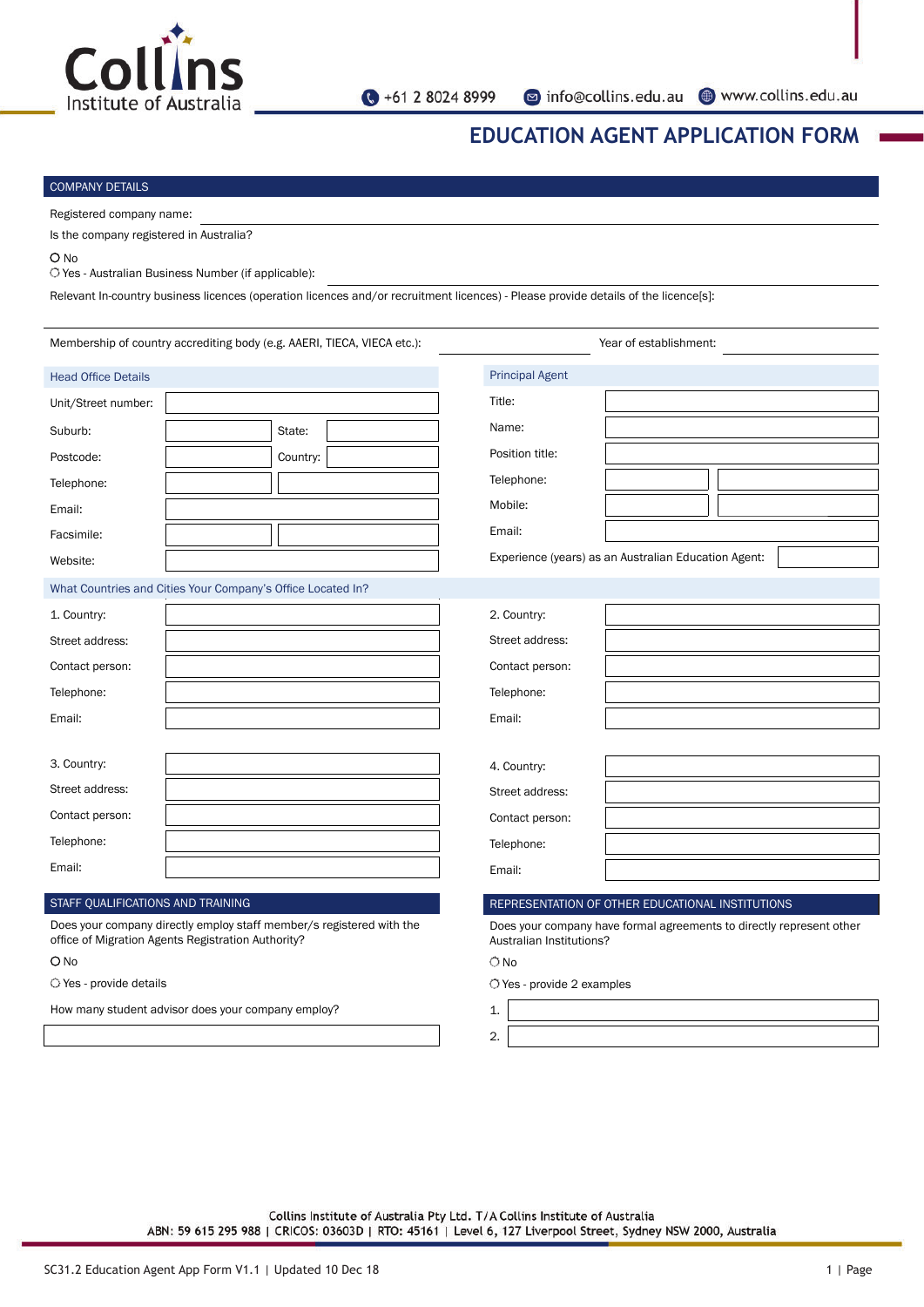Collins Institute of Australia

+61 2 8024 8999 | info@collins.edu.au | www.collins.edu.au

# EDUCATION AGENT APPLICATION FORM

## COMPANY DETAILS

Registered company name: ______________________

Is the company registered in Australia?

- O No
- O Yes - Australian Business Number (if applicable): ______________________

Relevant In-country business licences (operation licences and/or recruitment licences) - Please provide details of the licence[s]:

______________________

Membership of country accrediting body (e.g. AAERI, TIECA, VIECA etc.): ____________ Year of establishment: ____________

### Head Office Details

| | | | |
|---|---|---|---|
| Unit/Street number: | | | |
| Suburb: | | State: | |
| Postcode: | | Country: | |
| Telephone: | | | |
| Email: | | | |
| Facsimile: | | | |
| Website: | | | |

### Principal Agent

| | | |
|---|---|---|
| Title: | | |
| Name: | | |
| Position title: | | |
| Telephone: | | |
| Mobile: | | |
| Email: | | |
| Experience (years) as an Australian Education Agent: | | |

### What Countries and Cities Your Company's Office Located In?

| | |
|---|---|
| 1. Country: | |
| Street address: | |
| Contact person: | |
| Telephone: | |
| Email: | |

| | |
|---|---|
| 2. Country: | |
| Street address: | |
| Contact person: | |
| Telephone: | |
| Email: | |

| | |
|---|---|
| 3. Country: | |
| Street address: | |
| Contact person: | |
| Telephone: | |
| Email: | |

| | |
|---|---|
| 4. Country: | |
| Street address: | |
| Contact person: | |
| Telephone: | |
| Email: | |

## STAFF QUALIFICATIONS AND TRAINING

Does your company directly employ staff member/s registered with the office of Migration Agents Registration Authority?

- O No
- O Yes - provide details

How many student advisor does your company employ?

______________________

## REPRESENTATION OF OTHER EDUCATIONAL INSTITUTIONS

Does your company have formal agreements to directly represent other Australian Institutions?

- O No
- O Yes - provide 2 examples

1. ______________________
2. ______________________

Collins Institute of Australia Pty Ltd. T/A Collins Institute of Australia
ABN: 59 615 295 988 | CRICOS: 03603D | RTO: 45161 | Level 6, 127 Liverpool Street, Sydney NSW 2000, Australia

SC31.2 Education Agent App Form V1.1 | Updated 10 Dec 18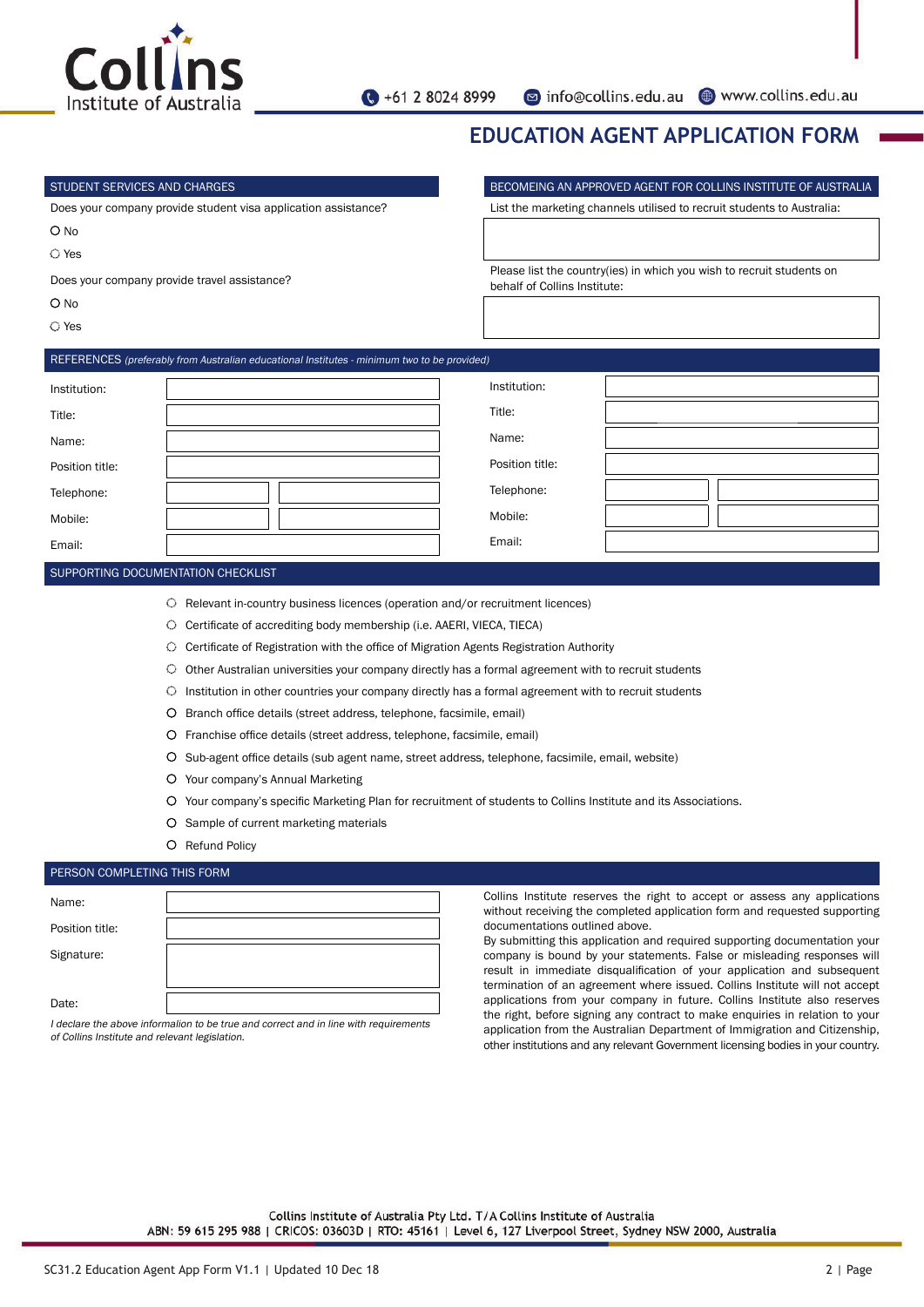# EDUCATION AGENT APPLICATION FORM

## STUDENT SERVICES AND CHARGES

Does your company provide student visa application assistance?

- ○ No
- ○ Yes

Does your company provide travel assistance?

- ○ No
- ○ Yes

## BECOMEING AN APPROVED AGENT FOR COLLINS INSTITUTE OF AUSTRALIA

List the marketing channels utilised to recruit students to Australia:

Please list the country(ies) in which you wish to recruit students on behalf of Collins Institute:

## REFERENCES *(preferably from Australian educational Institutes - minimum two to be provided)*

| | | | |
|---|---|---|---|
| Institution: | | Institution: | |
| Title: | | Title: | |
| Name: | | Name: | |
| Position title: | | Position title: | |
| Telephone: | | Telephone: | |
| Mobile: | | Mobile: | |
| Email: | | Email: | |

## SUPPORTING DOCUMENTATION CHECKLIST

- ○ Relevant in-country business licences (operation and/or recruitment licences)
- ○ Certificate of accrediting body membership (i.e. AAERI, VIECA, TIECA)
- ○ Certificate of Registration with the office of Migration Agents Registration Authority
- ○ Other Australian universities your company directly has a formal agreement with to recruit students
- ○ Institution in other countries your company directly has a formal agreement with to recruit students
- ○ Branch office details (street address, telephone, facsimile, email)
- ○ Franchise office details (street address, telephone, facsimile, email)
- ○ Sub-agent office details (sub agent name, street address, telephone, facsimile, email, website)
- ○ Your company's Annual Marketing
- ○ Your company's specific Marketing Plan for recruitment of students to Collins Institute and its Associations.
- ○ Sample of current marketing materials
- ○ Refund Policy

## PERSON COMPLETING THIS FORM

| | |
|---|---|
| Name: | |
| Position title: | |
| Signature: | |
| Date: | |

*I declare the above information to be true and correct and in line with requirements of Collins Institute and relevant legislation.*

Collins Institute reserves the right to accept or assess any applications without receiving the completed application form and requested supporting documentations outlined above.

By submitting this application and required supporting documentation your company is bound by your statements. False or misleading responses will result in immediate disqualification of your application and subsequent termination of an agreement where issued. Collins Institute will not accept applications from your company in future. Collins Institute also reserves the right, before signing any contract to make enquiries in relation to your application from the Australian Department of Immigration and Citizenship, other institutions and any relevant Government licensing bodies in your country.